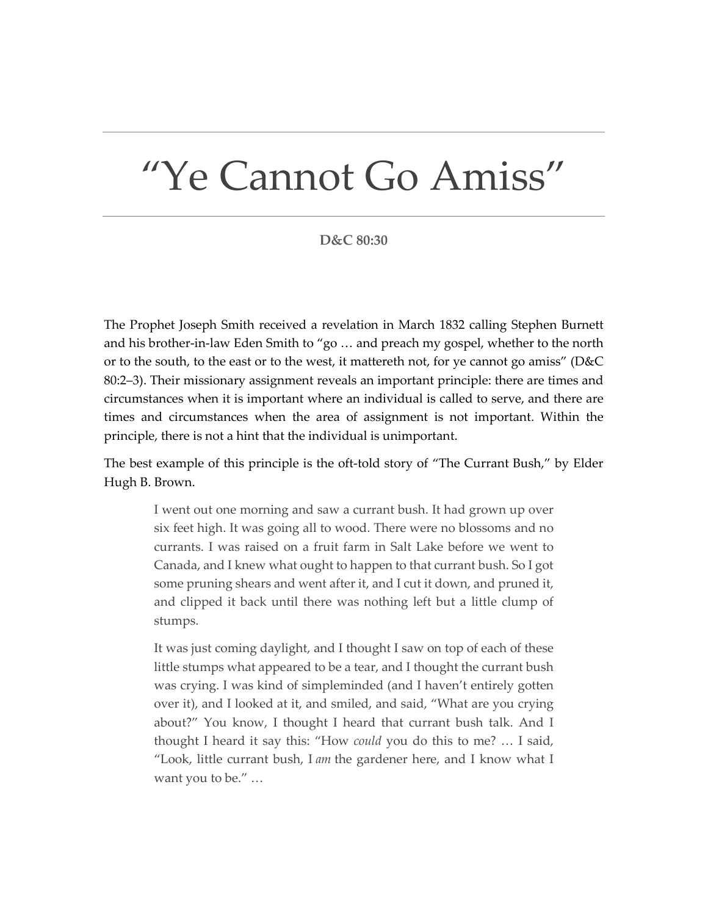# "Ye Cannot Go Amiss"

**D&C 80:30**

The Prophet Joseph Smith received a revelation in March 1832 calling Stephen Burnett and his brother-in-law Eden Smith to "go … and preach my gospel, whether to the north or to the south, to the east or to the west, it mattereth not, for ye cannot go amiss" (D&C 80:2–3). Their missionary assignment reveals an important principle: there are times and circumstances when it is important where an individual is called to serve, and there are times and circumstances when the area of assignment is not important. Within the principle, there is not a hint that the individual is unimportant.

The best example of this principle is the oft-told story of "The Currant Bush," by Elder Hugh B. Brown.

> I went out one morning and saw a currant bush. It had grown up over six feet high. It was going all to wood. There were no blossoms and no currants. I was raised on a fruit farm in Salt Lake before we went to Canada, and I knew what ought to happen to that currant bush. So I got some pruning shears and went after it, and I cut it down, and pruned it, and clipped it back until there was nothing left but a little clump of stumps.
>
> It was just coming daylight, and I thought I saw on top of each of these little stumps what appeared to be a tear, and I thought the currant bush was crying. I was kind of simpleminded (and I haven't entirely gotten over it), and I looked at it, and smiled, and said, "What are you crying about?" You know, I thought I heard that currant bush talk. And I thought I heard it say this: "How *could* you do this to me? … I said, "Look, little currant bush, I *am* the gardener here, and I know what I want you to be." …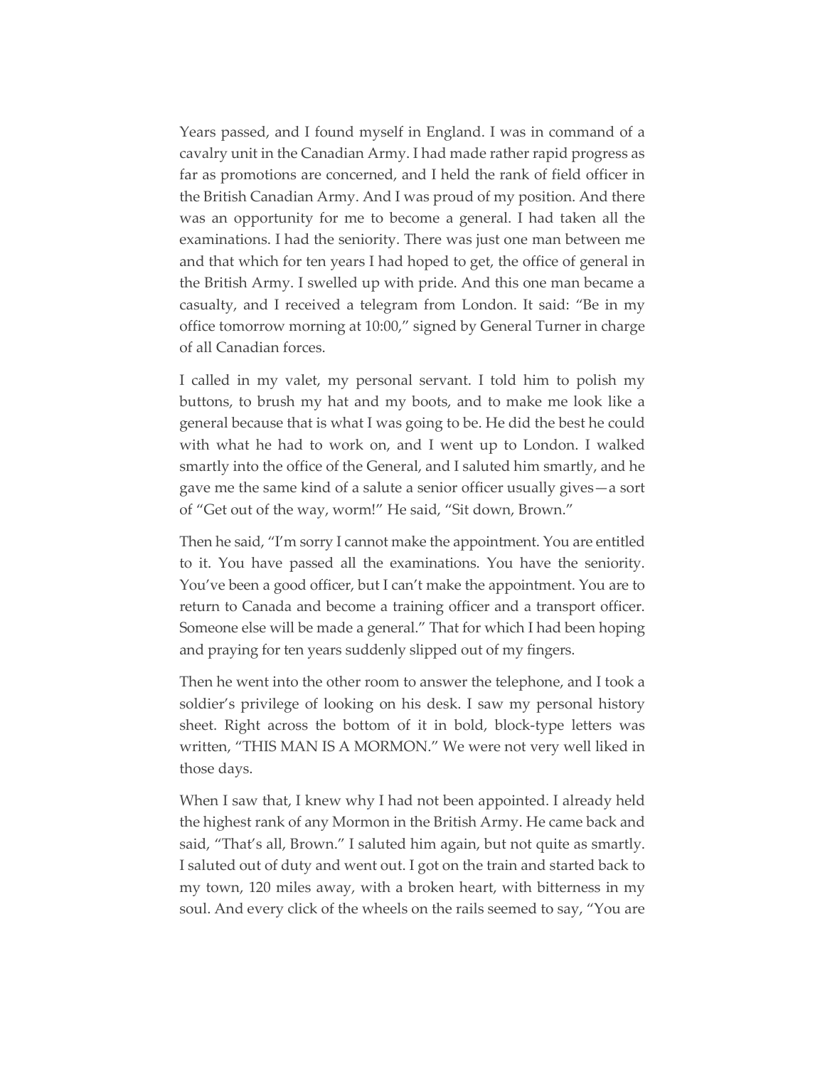Years passed, and I found myself in England. I was in command of a cavalry unit in the Canadian Army. I had made rather rapid progress as far as promotions are concerned, and I held the rank of field officer in the British Canadian Army. And I was proud of my position. And there was an opportunity for me to become a general. I had taken all the examinations. I had the seniority. There was just one man between me and that which for ten years I had hoped to get, the office of general in the British Army. I swelled up with pride. And this one man became a casualty, and I received a telegram from London. It said: "Be in my office tomorrow morning at 10:00," signed by General Turner in charge of all Canadian forces.

I called in my valet, my personal servant. I told him to polish my buttons, to brush my hat and my boots, and to make me look like a general because that is what I was going to be. He did the best he could with what he had to work on, and I went up to London. I walked smartly into the office of the General, and I saluted him smartly, and he gave me the same kind of a salute a senior officer usually gives—a sort of "Get out of the way, worm!" He said, "Sit down, Brown."

Then he said, "I'm sorry I cannot make the appointment. You are entitled to it. You have passed all the examinations. You have the seniority. You've been a good officer, but I can't make the appointment. You are to return to Canada and become a training officer and a transport officer. Someone else will be made a general." That for which I had been hoping and praying for ten years suddenly slipped out of my fingers.

Then he went into the other room to answer the telephone, and I took a soldier's privilege of looking on his desk. I saw my personal history sheet. Right across the bottom of it in bold, block-type letters was written, "THIS MAN IS A MORMON." We were not very well liked in those days.

When I saw that, I knew why I had not been appointed. I already held the highest rank of any Mormon in the British Army. He came back and said, "That's all, Brown." I saluted him again, but not quite as smartly. I saluted out of duty and went out. I got on the train and started back to my town, 120 miles away, with a broken heart, with bitterness in my soul. And every click of the wheels on the rails seemed to say, "You are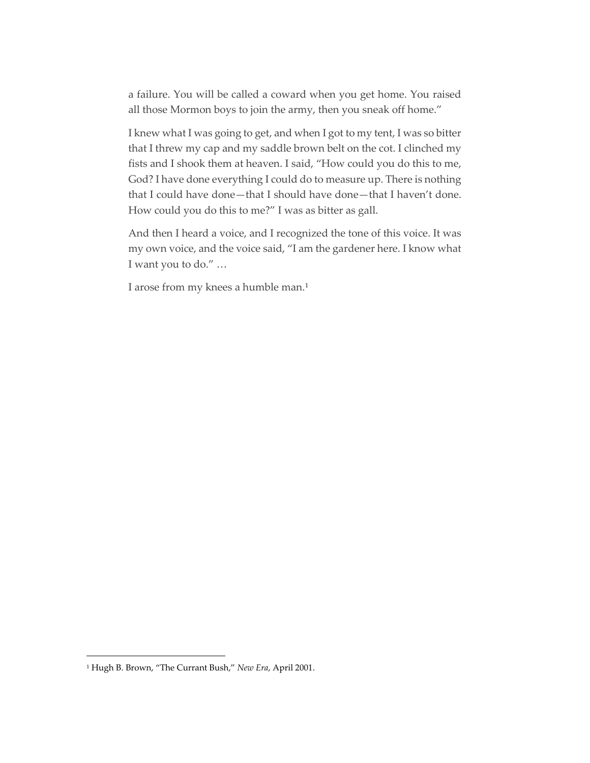a failure. You will be called a coward when you get home. You raised all those Mormon boys to join the army, then you sneak off home."

I knew what I was going to get, and when I got to my tent, I was so bitter that I threw my cap and my saddle brown belt on the cot. I clinched my fists and I shook them at heaven. I said, "How could you do this to me, God? I have done everything I could do to measure up. There is nothing that I could have done—that I should have done—that I haven't done. How could you do this to me?" I was as bitter as gall.

And then I heard a voice, and I recognized the tone of this voice. It was my own voice, and the voice said, "I am the gardener here. I know what I want you to do." …

I arose from my knees a humble man.[1]

---

[1] Hugh B. Brown, "The Currant Bush," *New Era*, April 2001.